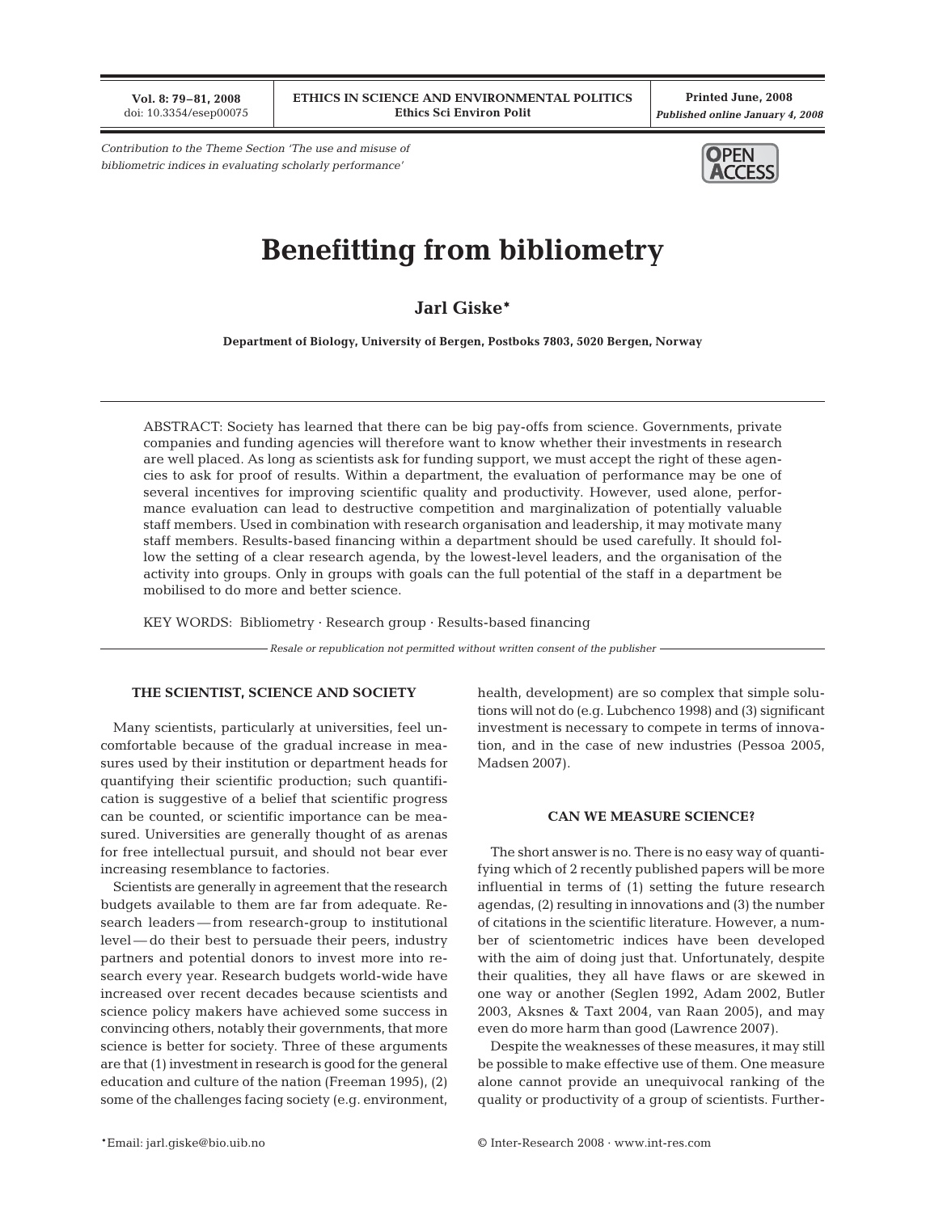*Contribution to the Theme Section 'The use and misuse of bibliometric indices in evaluating scholarly performance'*

# Benefitting from bibliometry

**Jarl Giske***

**Department of Biology, University of Bergen, Postboks 7803, 5020 Bergen, Norway**

ABSTRACT: Society has learned that there can be big pay-offs from science. Governments, private companies and funding agencies will therefore want to know whether their investments in research are well placed. As long as scientists ask for funding support, we must accept the right of these agencies to ask for proof of results. Within a department, the evaluation of performance may be one of several incentives for improving scientific quality and productivity. However, used alone, performance evaluation can lead to destructive competition and marginalization of potentially valuable staff members. Used in combination with research organisation and leadership, it may motivate many staff members. Results-based financing within a department should be used carefully. It should follow the setting of a clear research agenda, by the lowest-level leaders, and the organisation of the activity into groups. Only in groups with goals can the full potential of the staff in a department be mobilised to do more and better science.

KEY WORDS: Bibliometry · Research group · Results-based financing

*Resale or republication not permitted without written consent of the publisher*

## THE SCIENTIST, SCIENCE AND SOCIETY

Many scientists, particularly at universities, feel uncomfortable because of the gradual increase in measures used by their institution or department heads for quantifying their scientific production; such quantification is suggestive of a belief that scientific progress can be counted, or scientific importance can be measured. Universities are generally thought of as arenas for free intellectual pursuit, and should not bear ever increasing resemblance to factories.

Scientists are generally in agreement that the research budgets available to them are far from adequate. Research leaders — from research-group to institutional level — do their best to persuade their peers, industry partners and potential donors to invest more into research every year. Research budgets world-wide have increased over recent decades because scientists and science policy makers have achieved some success in convincing others, notably their governments, that more science is better for society. Three of these arguments are that (1) investment in research is good for the general education and culture of the nation (Freeman 1995), (2) some of the challenges facing society (e.g. environment, health, development) are so complex that simple solutions will not do (e.g. Lubchenco 1998) and (3) significant investment is necessary to compete in terms of innovation, and in the case of new industries (Pessoa 2005, Madsen 2007).

## CAN WE MEASURE SCIENCE?

The short answer is no. There is no easy way of quantifying which of 2 recently published papers will be more influential in terms of (1) setting the future research agendas, (2) resulting in innovations and (3) the number of citations in the scientific literature. However, a number of scientometric indices have been developed with the aim of doing just that. Unfortunately, despite their qualities, they all have flaws or are skewed in one way or another (Seglen 1992, Adam 2002, Butler 2003, Aksnes & Taxt 2004, van Raan 2005), and may even do more harm than good (Lawrence 2007).

Despite the weaknesses of these measures, it may still be possible to make effective use of them. One measure alone cannot provide an unequivocal ranking of the quality or productivity of a group of scientists. Further-

*Email: jarl.giske@bio.uib.no

© Inter-Research 2008 · www.int-res.com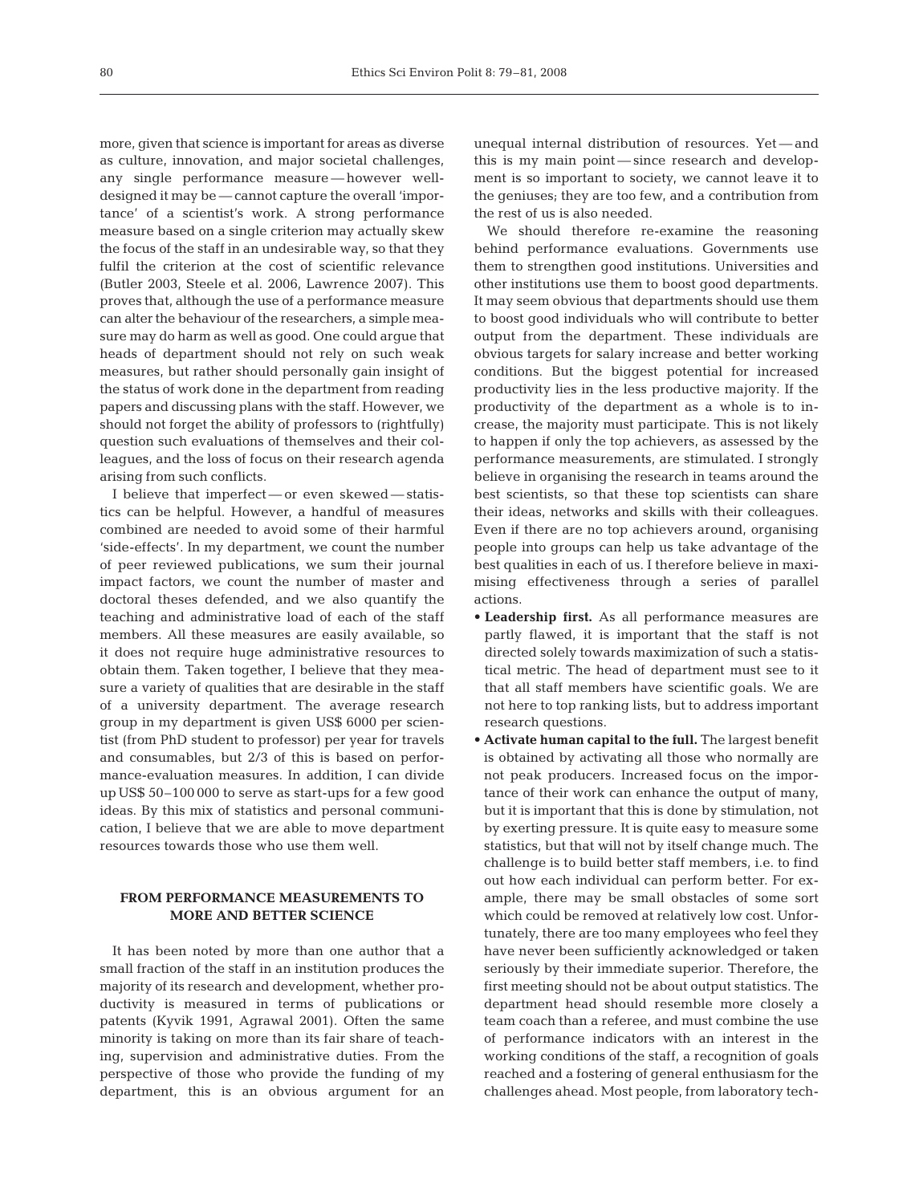more, given that science is important for areas as diverse as culture, innovation, and major societal challenges, any single performance measure — however well-designed it may be — cannot capture the overall 'importance' of a scientist's work. A strong performance measure based on a single criterion may actually skew the focus of the staff in an undesirable way, so that they fulfil the criterion at the cost of scientific relevance (Butler 2003, Steele et al. 2006, Lawrence 2007). This proves that, although the use of a performance measure can alter the behaviour of the researchers, a simple measure may do harm as well as good. One could argue that heads of department should not rely on such weak measures, but rather should personally gain insight of the status of work done in the department from reading papers and discussing plans with the staff. However, we should not forget the ability of professors to (rightfully) question such evaluations of themselves and their colleagues, and the loss of focus on their research agenda arising from such conflicts.

I believe that imperfect — or even skewed — statistics can be helpful. However, a handful of measures combined are needed to avoid some of their harmful 'side-effects'. In my department, we count the number of peer reviewed publications, we sum their journal impact factors, we count the number of master and doctoral theses defended, and we also quantify the teaching and administrative load of each of the staff members. All these measures are easily available, so it does not require huge administrative resources to obtain them. Taken together, I believe that they measure a variety of qualities that are desirable in the staff of a university department. The average research group in my department is given US$ 6000 per scientist (from PhD student to professor) per year for travels and consumables, but 2/3 of this is based on performance-evaluation measures. In addition, I can divide up US$ 50–100 000 to serve as start-ups for a few good ideas. By this mix of statistics and personal communication, I believe that we are able to move department resources towards those who use them well.

## FROM PERFORMANCE MEASUREMENTS TO MORE AND BETTER SCIENCE

It has been noted by more than one author that a small fraction of the staff in an institution produces the majority of its research and development, whether productivity is measured in terms of publications or patents (Kyvik 1991, Agrawal 2001). Often the same minority is taking on more than its fair share of teaching, supervision and administrative duties. From the perspective of those who provide the funding of my department, this is an obvious argument for an unequal internal distribution of resources. Yet — and this is my main point — since research and development is so important to society, we cannot leave it to the geniuses; they are too few, and a contribution from the rest of us is also needed.

We should therefore re-examine the reasoning behind performance evaluations. Governments use them to strengthen good institutions. Universities and other institutions use them to boost good departments. It may seem obvious that departments should use them to boost good individuals who will contribute to better output from the department. These individuals are obvious targets for salary increase and better working conditions. But the biggest potential for increased productivity lies in the less productive majority. If the productivity of the department as a whole is to increase, the majority must participate. This is not likely to happen if only the top achievers, as assessed by the performance measurements, are stimulated. I strongly believe in organising the research in teams around the best scientists, so that these top scientists can share their ideas, networks and skills with their colleagues. Even if there are no top achievers around, organising people into groups can help us take advantage of the best qualities in each of us. I therefore believe in maximising effectiveness through a series of parallel actions.

- **Leadership first.** As all performance measures are partly flawed, it is important that the staff is not directed solely towards maximization of such a statistical metric. The head of department must see to it that all staff members have scientific goals. We are not here to top ranking lists, but to address important research questions.
- **Activate human capital to the full.** The largest benefit is obtained by activating all those who normally are not peak producers. Increased focus on the importance of their work can enhance the output of many, but it is important that this is done by stimulation, not by exerting pressure. It is quite easy to measure some statistics, but that will not by itself change much. The challenge is to build better staff members, i.e. to find out how each individual can perform better. For example, there may be small obstacles of some sort which could be removed at relatively low cost. Unfortunately, there are too many employees who feel they have never been sufficiently acknowledged or taken seriously by their immediate superior. Therefore, the first meeting should not be about output statistics. The department head should resemble more closely a team coach than a referee, and must combine the use of performance indicators with an interest in the working conditions of the staff, a recognition of goals reached and a fostering of general enthusiasm for the challenges ahead. Most people, from laboratory tech-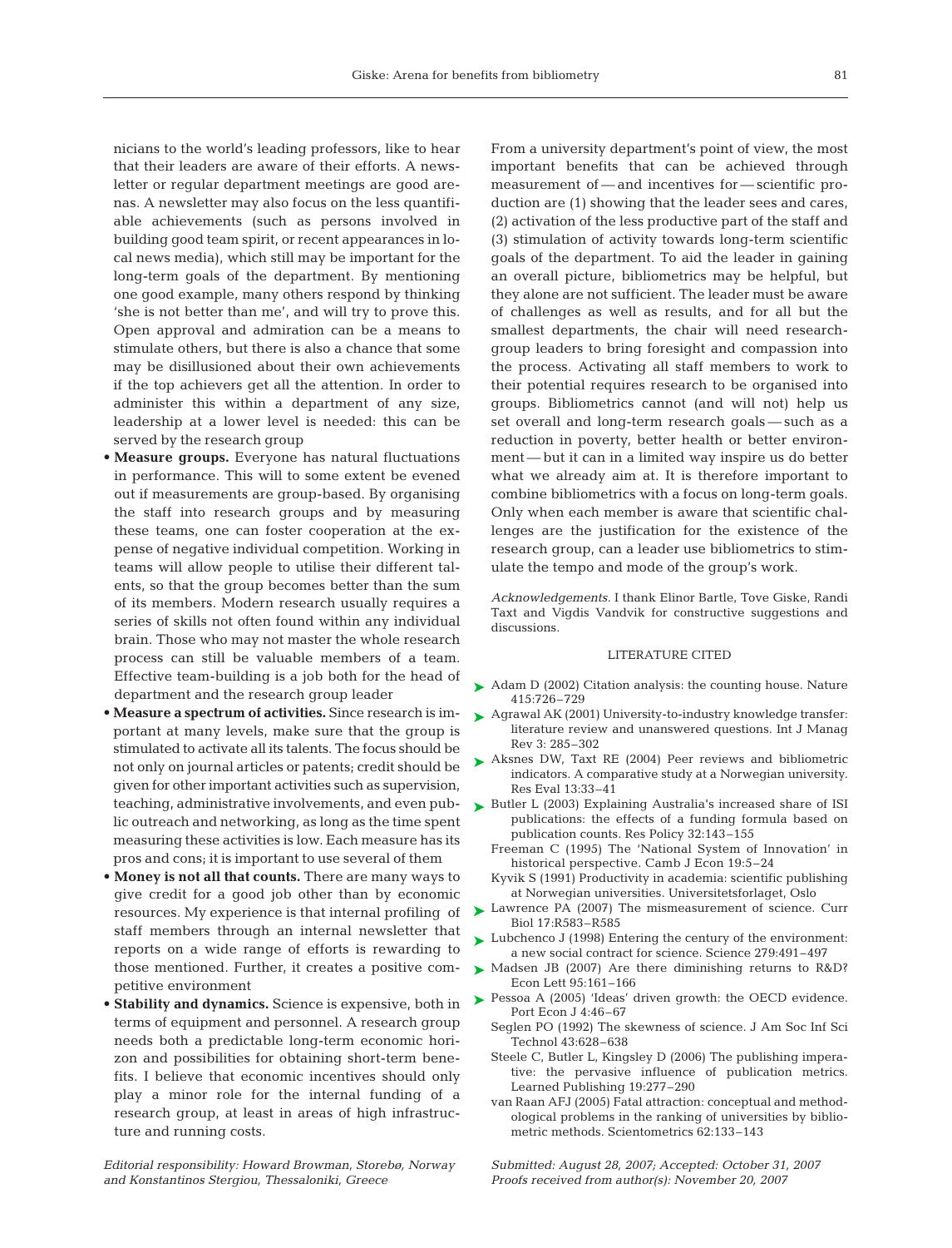nicians to the world's leading professors, like to hear that their leaders are aware of their efforts. A newsletter or regular department meetings are good arenas. A newsletter may also focus on the less quantifiable achievements (such as persons involved in building good team spirit, or recent appearances in local news media), which still may be important for the long-term goals of the department. By mentioning one good example, many others respond by thinking 'she is not better than me', and will try to prove this. Open approval and admiration can be a means to stimulate others, but there is also a chance that some may be disillusioned about their own achievements if the top achievers get all the attention. In order to administer this within a department of any size, leadership at a lower level is needed: this can be served by the research group

- **Measure groups.** Everyone has natural fluctuations in performance. This will to some extent be evened out if measurements are group-based. By organising the staff into research groups and by measuring these teams, one can foster cooperation at the expense of negative individual competition. Working in teams will allow people to utilise their different talents, so that the group becomes better than the sum of its members. Modern research usually requires a series of skills not often found within any individual brain. Those who may not master the whole research process can still be valuable members of a team. Effective team-building is a job both for the head of department and the research group leader
- **Measure a spectrum of activities.** Since research is important at many levels, make sure that the group is stimulated to activate all its talents. The focus should be not only on journal articles or patents; credit should be given for other important activities such as supervision, teaching, administrative involvements, and even public outreach and networking, as long as the time spent measuring these activities is low. Each measure has its pros and cons; it is important to use several of them
- **Money is not all that counts.** There are many ways to give credit for a good job other than by economic resources. My experience is that internal profiling of staff members through an internal newsletter that reports on a wide range of efforts is rewarding to those mentioned. Further, it creates a positive competitive environment
- **Stability and dynamics.** Science is expensive, both in terms of equipment and personnel. A research group needs both a predictable long-term economic horizon and possibilities for obtaining short-term benefits. I believe that economic incentives should only play a minor role for the internal funding of a research group, at least in areas of high infrastructure and running costs.

From a university department's point of view, the most important benefits that can be achieved through measurement of — and incentives for — scientific production are (1) showing that the leader sees and cares, (2) activation of the less productive part of the staff and (3) stimulation of activity towards long-term scientific goals of the department. To aid the leader in gaining an overall picture, bibliometrics may be helpful, but they alone are not sufficient. The leader must be aware of challenges as well as results, and for all but the smallest departments, the chair will need research-group leaders to bring foresight and compassion into the process. Activating all staff members to work to their potential requires research to be organised into groups. Bibliometrics cannot (and will not) help us set overall and long-term research goals — such as a reduction in poverty, better health or better environment — but it can in a limited way inspire us do better what we already aim at. It is therefore important to combine bibliometrics with a focus on long-term goals. Only when each member is aware that scientific challenges are the justification for the existence of the research group, can a leader use bibliometrics to stimulate the tempo and mode of the group's work.

*Acknowledgements.* I thank Elinor Bartle, Tove Giske, Randi Taxt and Vigdis Vandvik for constructive suggestions and discussions.

## LITERATURE CITED

- Adam D (2002) Citation analysis: the counting house. Nature 415:726–729
- Agrawal AK (2001) University-to-industry knowledge transfer: literature review and unanswered questions. Int J Manag Rev 3: 285–302
- Aksnes DW, Taxt RE (2004) Peer reviews and bibliometric indicators. A comparative study at a Norwegian university. Res Eval 13:33–41
- Butler L (2003) Explaining Australia's increased share of ISI publications: the effects of a funding formula based on publication counts. Res Policy 32:143–155
- Freeman C (1995) The 'National System of Innovation' in historical perspective. Camb J Econ 19:5–24
- Kyvik S (1991) Productivity in academia: scientific publishing at Norwegian universities. Universitetsforlaget, Oslo
- Lawrence PA (2007) The mismeasurement of science. Curr Biol 17:R583–R585
- Lubchenco J (1998) Entering the century of the environment: a new social contract for science. Science 279:491–497
- Madsen JB (2007) Are there diminishing returns to R&D? Econ Lett 95:161–166
- Pessoa A (2005) 'Ideas' driven growth: the OECD evidence. Port Econ J 4:46–67
- Seglen PO (1992) The skewness of science. J Am Soc Inf Sci Technol 43:628–638
- Steele C, Butler L, Kingsley D (2006) The publishing imperative: the pervasive influence of publication metrics. Learned Publishing 19:277–290
- van Raan AFJ (2005) Fatal attraction: conceptual and methodological problems in the ranking of universities by bibliometric methods. Scientometrics 62:133–143

*Editorial responsibility: Howard Browman, Storebø, Norway and Konstantinos Stergiou, Thessaloniki, Greece*

*Submitted: August 28, 2007; Accepted: October 31, 2007*
*Proofs received from author(s): November 20, 2007*